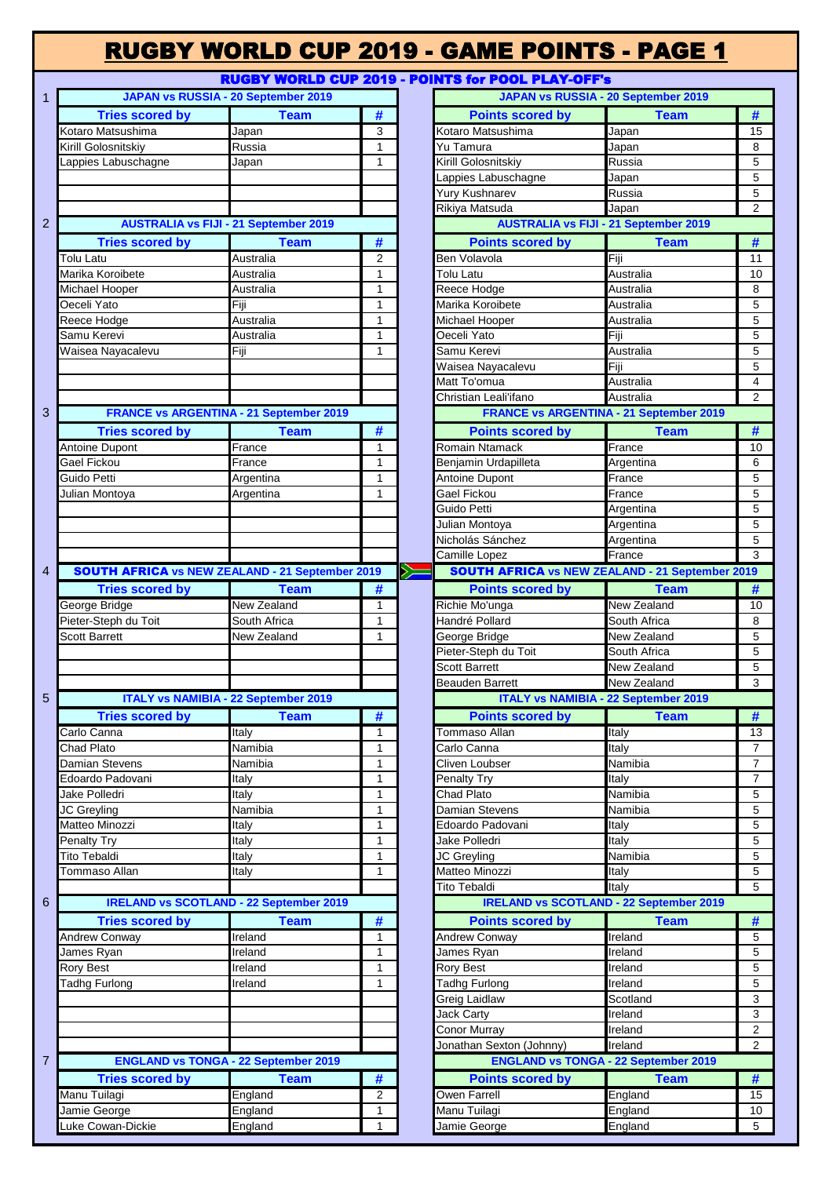# RUGBY WORLD CUP 2019 - GAME POINTS - PAGE 1

## RUGBY WORLD CUP 2019 - POINTS for POOL PLAY-OFF's

### 1. JAPAN vs RUSSIA - 20 September 2019

| Tries scored by | Team | # |
|---|---|---|
| Kotaro Matsushima | Japan | 3 |
| Kirill Golosnitskiy | Russia | 1 |
| Lappies Labuschagne | Japan | 1 |

| Points scored by | Team | # |
|---|---|---|
| Kotaro Matsushima | Japan | 15 |
| Yu Tamura | Japan | 8 |
| Kirill Golosnitskiy | Russia | 5 |
| Lappies Labuschagne | Japan | 5 |
| Yury Kushnarev | Russia | 5 |
| Rikiya Matsuda | Japan | 2 |

### 2. AUSTRALIA vs FIJI - 21 September 2019

| Tries scored by | Team | # |
|---|---|---|
| Tolu Latu | Australia | 2 |
| Marika Koroibete | Australia | 1 |
| Michael Hooper | Australia | 1 |
| Oeceli Yato | Fiji | 1 |
| Reece Hodge | Australia | 1 |
| Samu Kerevi | Australia | 1 |
| Waisea Nayacalevu | Fiji | 1 |

| Points scored by | Team | # |
|---|---|---|
| Ben Volavola | Fiji | 11 |
| Tolu Latu | Australia | 10 |
| Reece Hodge | Australia | 8 |
| Marika Koroibete | Australia | 5 |
| Michael Hooper | Australia | 5 |
| Oeceli Yato | Fiji | 5 |
| Samu Kerevi | Australia | 5 |
| Waisea Nayacalevu | Fiji | 5 |
| Matt To'omua | Australia | 4 |
| Christian Leali'ifano | Australia | 2 |

### 3. FRANCE vs ARGENTINA - 21 September 2019

| Tries scored by | Team | # |
|---|---|---|
| Antoine Dupont | France | 1 |
| Gael Fickou | France | 1 |
| Guido Petti | Argentina | 1 |
| Julian Montoya | Argentina | 1 |

| Points scored by | Team | # |
|---|---|---|
| Romain Ntamack | France | 10 |
| Benjamin Urdapilleta | Argentina | 6 |
| Antoine Dupont | France | 5 |
| Gael Fickou | France | 5 |
| Guido Petti | Argentina | 5 |
| Julian Montoya | Argentina | 5 |
| Nicholás Sánchez | Argentina | 5 |
| Camille Lopez | France | 3 |

### 4. SOUTH AFRICA vs NEW ZEALAND - 21 September 2019

| Tries scored by | Team | # |
|---|---|---|
| George Bridge | New Zealand | 1 |
| Pieter-Steph du Toit | South Africa | 1 |
| Scott Barrett | New Zealand | 1 |

| Points scored by | Team | # |
|---|---|---|
| Richie Mo'unga | New Zealand | 10 |
| Handré Pollard | South Africa | 8 |
| George Bridge | New Zealand | 5 |
| Pieter-Steph du Toit | South Africa | 5 |
| Scott Barrett | New Zealand | 5 |
| Beauden Barrett | New Zealand | 3 |

### 5. ITALY vs NAMIBIA - 22 September 2019

| Tries scored by | Team | # |
|---|---|---|
| Carlo Canna | Italy | 1 |
| Chad Plato | Namibia | 1 |
| Damian Stevens | Namibia | 1 |
| Edoardo Padovani | Italy | 1 |
| Jake Polledri | Italy | 1 |
| JC Greyling | Namibia | 1 |
| Matteo Minozzi | Italy | 1 |
| Penalty Try | Italy | 1 |
| Tito Tebaldi | Italy | 1 |
| Tommaso Allan | Italy | 1 |

| Points scored by | Team | # |
|---|---|---|
| Tommaso Allan | Italy | 13 |
| Carlo Canna | Italy | 7 |
| Cliven Loubser | Namibia | 7 |
| Penalty Try | Italy | 7 |
| Chad Plato | Namibia | 5 |
| Damian Stevens | Namibia | 5 |
| Edoardo Padovani | Italy | 5 |
| Jake Polledri | Italy | 5 |
| JC Greyling | Namibia | 5 |
| Matteo Minozzi | Italy | 5 |
| Tito Tebaldi | Italy | 5 |

### 6. IRELAND vs SCOTLAND - 22 September 2019

| Tries scored by | Team | # |
|---|---|---|
| Andrew Conway | Ireland | 1 |
| James Ryan | Ireland | 1 |
| Rory Best | Ireland | 1 |
| Tadhg Furlong | Ireland | 1 |

| Points scored by | Team | # |
|---|---|---|
| Andrew Conway | Ireland | 5 |
| James Ryan | Ireland | 5 |
| Rory Best | Ireland | 5 |
| Tadhg Furlong | Ireland | 5 |
| Greig Laidlaw | Scotland | 3 |
| Jack Carty | Ireland | 3 |
| Conor Murray | Ireland | 2 |
| Jonathan Sexton (Johnny) | Ireland | 2 |

### 7. ENGLAND vs TONGA - 22 September 2019

| Tries scored by | Team | # |
|---|---|---|
| Manu Tuilagi | England | 2 |
| Jamie George | England | 1 |
| Luke Cowan-Dickie | England | 1 |

| Points scored by | Team | # |
|---|---|---|
| Owen Farrell | England | 15 |
| Manu Tuilagi | England | 10 |
| Jamie George | England | 5 |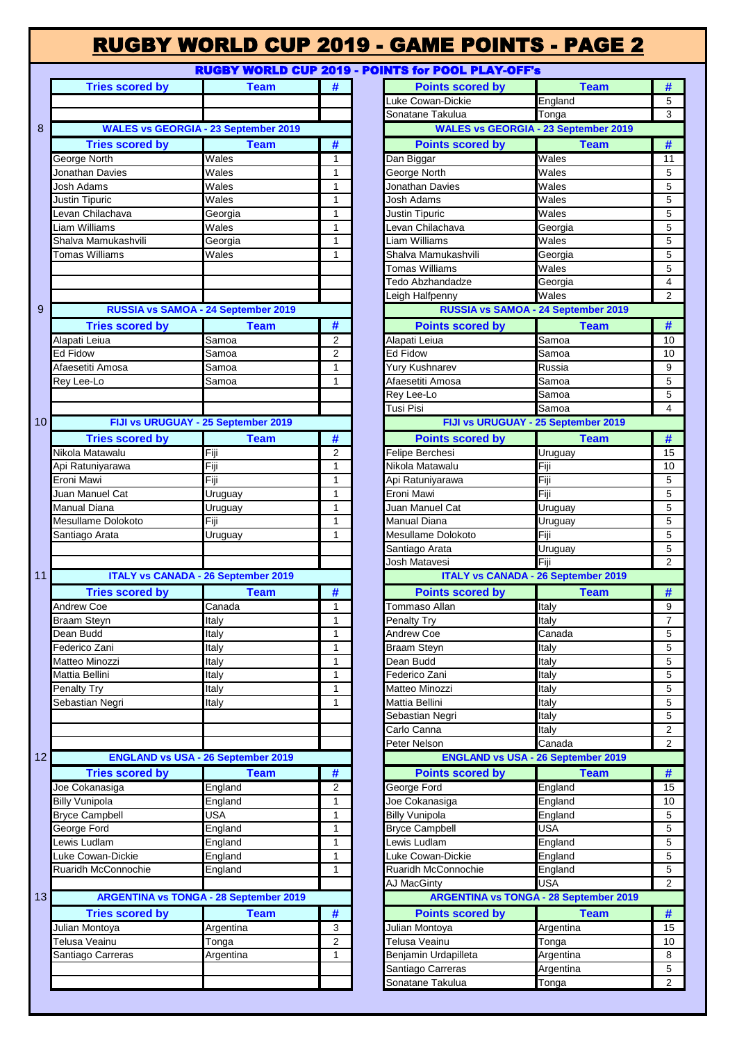# RUGBY WORLD CUP 2019 - GAME POINTS - PAGE 2

## RUGBY WORLD CUP 2019 - POINTS for POOL PLAY-OFF's

| Tries scored by | Team | # |
|---|---|---|
| | | |
| | | |

| Points scored by | Team | # |
|---|---|---|
| Luke Cowan-Dickie | England | 5 |
| Sonatane Takulua | Tonga | 3 |

### 8 WALES vs GEORGIA - 23 September 2019

| Tries scored by | Team | # |
|---|---|---|
| George North | Wales | 1 |
| Jonathan Davies | Wales | 1 |
| Josh Adams | Wales | 1 |
| Justin Tipuric | Wales | 1 |
| Levan Chilachava | Georgia | 1 |
| Liam Williams | Wales | 1 |
| Shalva Mamukashvili | Georgia | 1 |
| Tomas Williams | Wales | 1 |

| Points scored by | Team | # |
|---|---|---|
| Dan Biggar | Wales | 11 |
| George North | Wales | 5 |
| Jonathan Davies | Wales | 5 |
| Josh Adams | Wales | 5 |
| Justin Tipuric | Wales | 5 |
| Levan Chilachava | Georgia | 5 |
| Liam Williams | Wales | 5 |
| Shalva Mamukashvili | Georgia | 5 |
| Tomas Williams | Wales | 5 |
| Tedo Abzhandadze | Georgia | 4 |
| Leigh Halfpenny | Wales | 2 |

### 9 RUSSIA vs SAMOA - 24 September 2019

| Tries scored by | Team | # |
|---|---|---|
| Alapati Leiua | Samoa | 2 |
| Ed Fidow | Samoa | 2 |
| Afaesetiti Amosa | Samoa | 1 |
| Rey Lee-Lo | Samoa | 1 |

| Points scored by | Team | # |
|---|---|---|
| Alapati Leiua | Samoa | 10 |
| Ed Fidow | Samoa | 10 |
| Yury Kushnarev | Russia | 9 |
| Afaesetiti Amosa | Samoa | 5 |
| Rey Lee-Lo | Samoa | 5 |
| Tusi Pisi | Samoa | 4 |

### 10 FIJI vs URUGUAY - 25 September 2019

| Tries scored by | Team | # |
|---|---|---|
| Nikola Matawalu | Fiji | 2 |
| Api Ratuniyarawa | Fiji | 1 |
| Eroni Mawi | Fiji | 1 |
| Juan Manuel Cat | Uruguay | 1 |
| Manual Diana | Uruguay | 1 |
| Mesullame Dolokoto | Fiji | 1 |
| Santiago Arata | Uruguay | 1 |

| Points scored by | Team | # |
|---|---|---|
| Felipe Berchesi | Uruguay | 15 |
| Nikola Matawalu | Fiji | 10 |
| Api Ratuniyarawa | Fiji | 5 |
| Eroni Mawi | Fiji | 5 |
| Juan Manuel Cat | Uruguay | 5 |
| Manual Diana | Uruguay | 5 |
| Mesullame Dolokoto | Fiji | 5 |
| Santiago Arata | Uruguay | 5 |
| Josh Matavesi | Fiji | 2 |

### 11 ITALY vs CANADA - 26 September 2019

| Tries scored by | Team | # |
|---|---|---|
| Andrew Coe | Canada | 1 |
| Braam Steyn | Italy | 1 |
| Dean Budd | Italy | 1 |
| Federico Zani | Italy | 1 |
| Matteo Minozzi | Italy | 1 |
| Mattia Bellini | Italy | 1 |
| Penalty Try | Italy | 1 |
| Sebastian Negri | Italy | 1 |

| Points scored by | Team | # |
|---|---|---|
| Tommaso Allan | Italy | 9 |
| Penalty Try | Italy | 7 |
| Andrew Coe | Canada | 5 |
| Braam Steyn | Italy | 5 |
| Dean Budd | Italy | 5 |
| Federico Zani | Italy | 5 |
| Matteo Minozzi | Italy | 5 |
| Mattia Bellini | Italy | 5 |
| Sebastian Negri | Italy | 5 |
| Carlo Canna | Italy | 2 |
| Peter Nelson | Canada | 2 |

### 12 ENGLAND vs USA - 26 September 2019

| Tries scored by | Team | # |
|---|---|---|
| Joe Cokanasiga | England | 2 |
| Billy Vunipola | England | 1 |
| Bryce Campbell | USA | 1 |
| George Ford | England | 1 |
| Lewis Ludlam | England | 1 |
| Luke Cowan-Dickie | England | 1 |
| Ruaridh McConnochie | England | 1 |

| Points scored by | Team | # |
|---|---|---|
| George Ford | England | 15 |
| Joe Cokanasiga | England | 10 |
| Billy Vunipola | England | 5 |
| Bryce Campbell | USA | 5 |
| Lewis Ludlam | England | 5 |
| Luke Cowan-Dickie | England | 5 |
| Ruaridh McConnochie | England | 5 |
| AJ MacGinty | USA | 2 |

### 13 ARGENTINA vs TONGA - 28 September 2019

| Tries scored by | Team | # |
|---|---|---|
| Julian Montoya | Argentina | 3 |
| Telusa Veainu | Tonga | 2 |
| Santiago Carreras | Argentina | 1 |

| Points scored by | Team | # |
|---|---|---|
| Julian Montoya | Argentina | 15 |
| Telusa Veainu | Tonga | 10 |
| Benjamin Urdapilleta | Argentina | 8 |
| Santiago Carreras | Argentina | 5 |
| Sonatane Takulua | Tonga | 2 |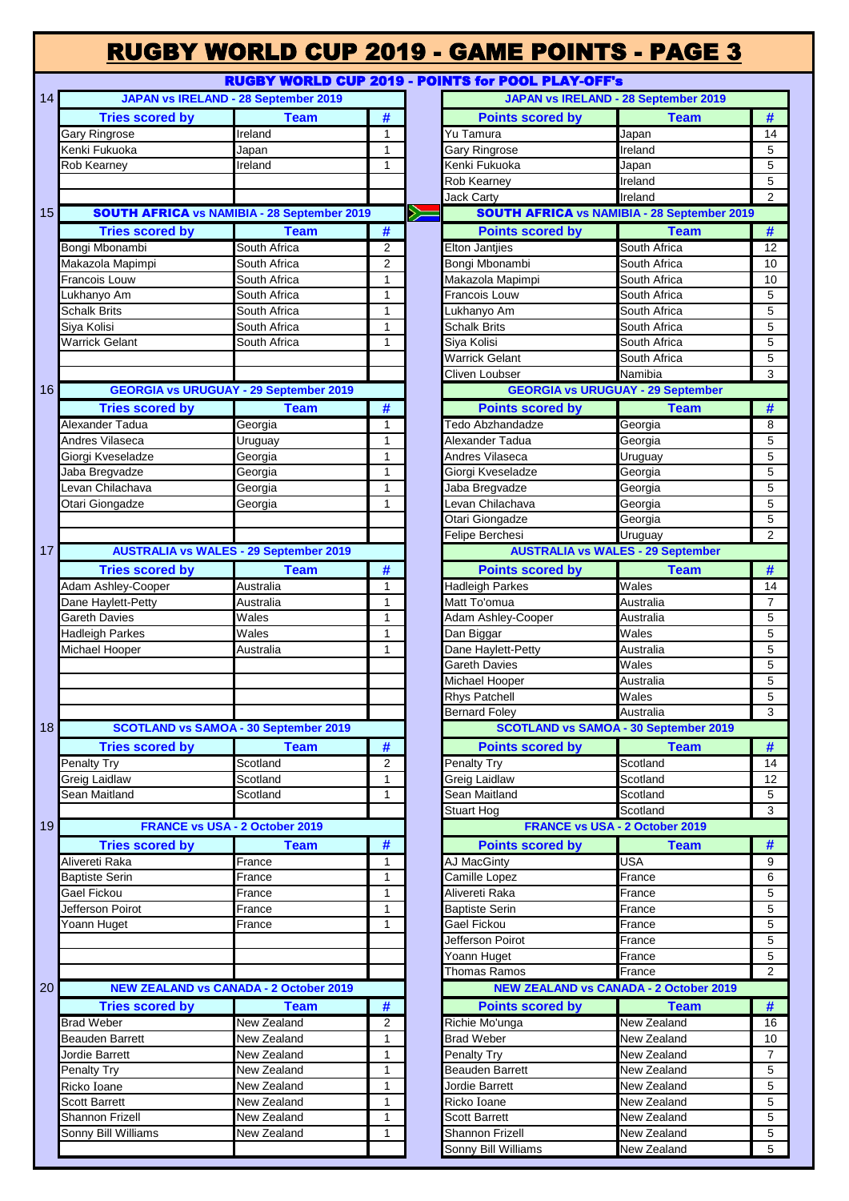# RUGBY WORLD CUP 2019 - GAME POINTS - PAGE 3

## RUGBY WORLD CUP 2019 - POINTS for POOL PLAY-OFF's

### 14

| JAPAN vs IRELAND - 28 September 2019 | | |
|---|---|---|
| **Tries scored by** | **Team** | **#** |
| Gary Ringrose | Ireland | 1 |
| Kenki Fukuoka | Japan | 1 |
| Rob Kearney | Ireland | 1 |

| JAPAN vs IRELAND - 28 September 2019 | | |
|---|---|---|
| **Points scored by** | **Team** | **#** |
| Yu Tamura | Japan | 14 |
| Gary Ringrose | Ireland | 5 |
| Kenki Fukuoka | Japan | 5 |
| Rob Kearney | Ireland | 5 |
| Jack Carty | Ireland | 2 |

### 15

| SOUTH AFRICA vs NAMIBIA - 28 September 2019 | | |
|---|---|---|
| **Tries scored by** | **Team** | **#** |
| Bongi Mbonambi | South Africa | 2 |
| Makazola Mapimpi | South Africa | 2 |
| Francois Louw | South Africa | 1 |
| Lukhanyo Am | South Africa | 1 |
| Schalk Brits | South Africa | 1 |
| Siya Kolisi | South Africa | 1 |
| Warrick Gelant | South Africa | 1 |

| SOUTH AFRICA vs NAMIBIA - 28 September 2019 | | |
|---|---|---|
| **Points scored by** | **Team** | **#** |
| Elton Jantjies | South Africa | 12 |
| Bongi Mbonambi | South Africa | 10 |
| Makazola Mapimpi | South Africa | 10 |
| Francois Louw | South Africa | 5 |
| Lukhanyo Am | South Africa | 5 |
| Schalk Brits | South Africa | 5 |
| Siya Kolisi | South Africa | 5 |
| Warrick Gelant | South Africa | 5 |
| Cliven Loubser | Namibia | 3 |

### 16

| GEORGIA vs URUGUAY - 29 September 2019 | | |
|---|---|---|
| **Tries scored by** | **Team** | **#** |
| Alexander Tadua | Georgia | 1 |
| Andres Vilaseca | Uruguay | 1 |
| Giorgi Kveseladze | Georgia | 1 |
| Jaba Bregvadze | Georgia | 1 |
| Levan Chilachava | Georgia | 1 |
| Otari Giongadze | Georgia | 1 |

| GEORGIA vs URUGUAY - 29 September | | |
|---|---|---|
| **Points scored by** | **Team** | **#** |
| Tedo Abzhandadze | Georgia | 8 |
| Alexander Tadua | Georgia | 5 |
| Andres Vilaseca | Uruguay | 5 |
| Giorgi Kveseladze | Georgia | 5 |
| Jaba Bregvadze | Georgia | 5 |
| Levan Chilachava | Georgia | 5 |
| Otari Giongadze | Georgia | 5 |
| Felipe Berchesi | Uruguay | 2 |

### 17

| AUSTRALIA vs WALES - 29 September 2019 | | |
|---|---|---|
| **Tries scored by** | **Team** | **#** |
| Adam Ashley-Cooper | Australia | 1 |
| Dane Haylett-Petty | Australia | 1 |
| Gareth Davies | Wales | 1 |
| Hadleigh Parkes | Wales | 1 |
| Michael Hooper | Australia | 1 |

| AUSTRALIA vs WALES - 29 September | | |
|---|---|---|
| **Points scored by** | **Team** | **#** |
| Hadleigh Parkes | Wales | 14 |
| Matt To'omua | Australia | 7 |
| Adam Ashley-Cooper | Australia | 5 |
| Dan Biggar | Wales | 5 |
| Dane Haylett-Petty | Australia | 5 |
| Gareth Davies | Wales | 5 |
| Michael Hooper | Australia | 5 |
| Rhys Patchell | Wales | 5 |
| Bernard Foley | Australia | 3 |

### 18

| SCOTLAND vs SAMOA - 30 September 2019 | | |
|---|---|---|
| **Tries scored by** | **Team** | **#** |
| Penalty Try | Scotland | 2 |
| Greig Laidlaw | Scotland | 1 |
| Sean Maitland | Scotland | 1 |

| SCOTLAND vs SAMOA - 30 September 2019 | | |
|---|---|---|
| **Points scored by** | **Team** | **#** |
| Penalty Try | Scotland | 14 |
| Greig Laidlaw | Scotland | 12 |
| Sean Maitland | Scotland | 5 |
| Stuart Hog | Scotland | 3 |

### 19

| FRANCE vs USA - 2 October 2019 | | |
|---|---|---|
| **Tries scored by** | **Team** | **#** |
| Alivereti Raka | France | 1 |
| Baptiste Serin | France | 1 |
| Gael Fickou | France | 1 |
| Jefferson Poirot | France | 1 |
| Yoann Huget | France | 1 |

| FRANCE vs USA - 2 October 2019 | | |
|---|---|---|
| **Points scored by** | **Team** | **#** |
| AJ MacGinty | USA | 9 |
| Camille Lopez | France | 6 |
| Alivereti Raka | France | 5 |
| Baptiste Serin | France | 5 |
| Gael Fickou | France | 5 |
| Jefferson Poirot | France | 5 |
| Yoann Huget | France | 5 |
| Thomas Ramos | France | 2 |

### 20

| NEW ZEALAND vs CANADA - 2 October 2019 | | |
|---|---|---|
| **Tries scored by** | **Team** | **#** |
| Brad Weber | New Zealand | 2 |
| Beauden Barrett | New Zealand | 1 |
| Jordie Barrett | New Zealand | 1 |
| Penalty Try | New Zealand | 1 |
| Ricko Ioane | New Zealand | 1 |
| Scott Barrett | New Zealand | 1 |
| Shannon Frizell | New Zealand | 1 |
| Sonny Bill Williams | New Zealand | 1 |

| NEW ZEALAND vs CANADA - 2 October 2019 | | |
|---|---|---|
| **Points scored by** | **Team** | **#** |
| Richie Mo'unga | New Zealand | 16 |
| Brad Weber | New Zealand | 10 |
| Penalty Try | New Zealand | 7 |
| Beauden Barrett | New Zealand | 5 |
| Jordie Barrett | New Zealand | 5 |
| Ricko Ioane | New Zealand | 5 |
| Scott Barrett | New Zealand | 5 |
| Shannon Frizell | New Zealand | 5 |
| Sonny Bill Williams | New Zealand | 5 |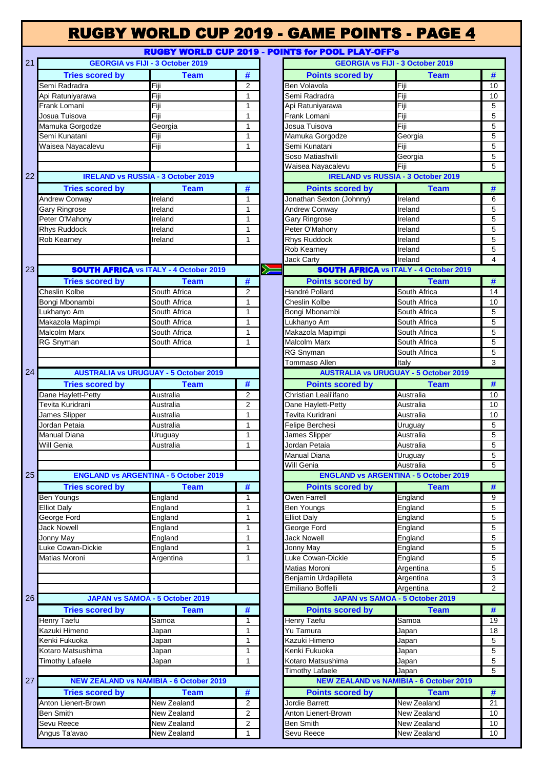# RUGBY WORLD CUP 2019 - GAME POINTS - PAGE 4

## RUGBY WORLD CUP 2019 - POINTS for POOL PLAY-OFF's

### 21 GEORGIA vs FIJI - 3 October 2019

| Tries scored by | Team | # |
|---|---|---|
| Semi Radradra | Fiji | 2 |
| Api Ratuniyarawa | Fiji | 1 |
| Frank Lomani | Fiji | 1 |
| Josua Tuisova | Fiji | 1 |
| Mamuka Gorgodze | Georgia | 1 |
| Semi Kunatani | Fiji | 1 |
| Waisea Nayacalevu | Fiji | 1 |

| Points scored by | Team | # |
|---|---|---|
| Ben Volavola | Fiji | 10 |
| Semi Radradra | Fiji | 10 |
| Api Ratuniyarawa | Fiji | 5 |
| Frank Lomani | Fiji | 5 |
| Josua Tuisova | Fiji | 5 |
| Mamuka Gorgodze | Georgia | 5 |
| Semi Kunatani | Fiji | 5 |
| Soso Matiashvili | Georgia | 5 |
| Waisea Nayacalevu | Fiji | 5 |

### 22 IRELAND vs RUSSIA - 3 October 2019

| Tries scored by | Team | # |
|---|---|---|
| Andrew Conway | Ireland | 1 |
| Gary Ringrose | Ireland | 1 |
| Peter O'Mahony | Ireland | 1 |
| Rhys Ruddock | Ireland | 1 |
| Rob Kearney | Ireland | 1 |

| Points scored by | Team | # |
|---|---|---|
| Jonathan Sexton (Johnny) | Ireland | 6 |
| Andrew Conway | Ireland | 5 |
| Gary Ringrose | Ireland | 5 |
| Peter O'Mahony | Ireland | 5 |
| Rhys Ruddock | Ireland | 5 |
| Rob Kearney | Ireland | 5 |
| Jack Carty | Ireland | 4 |

### 23 SOUTH AFRICA vs ITALY - 4 October 2019

| Tries scored by | Team | # |
|---|---|---|
| Cheslin Kolbe | South Africa | 2 |
| Bongi Mbonambi | South Africa | 1 |
| Lukhanyo Am | South Africa | 1 |
| Makazola Mapimpi | South Africa | 1 |
| Malcolm Marx | South Africa | 1 |
| RG Snyman | South Africa | 1 |

| Points scored by | Team | # |
|---|---|---|
| Handré Pollard | South Africa | 14 |
| Cheslin Kolbe | South Africa | 10 |
| Bongi Mbonambi | South Africa | 5 |
| Lukhanyo Am | South Africa | 5 |
| Makazola Mapimpi | South Africa | 5 |
| Malcolm Marx | South Africa | 5 |
| RG Snyman | South Africa | 5 |
| Tommaso Allen | Italy | 3 |

### 24 AUSTRALIA vs URUGUAY - 5 October 2019

| Tries scored by | Team | # |
|---|---|---|
| Dane Haylett-Petty | Australia | 2 |
| Tevita Kuridrani | Australia | 2 |
| James Slipper | Australia | 1 |
| Jordan Petaia | Australia | 1 |
| Manual Diana | Uruguay | 1 |
| Will Genia | Australia | 1 |

| Points scored by | Team | # |
|---|---|---|
| Christian Leali'ifano | Australia | 10 |
| Dane Haylett-Petty | Australia | 10 |
| Tevita Kuridrani | Australia | 10 |
| Felipe Berchesi | Uruguay | 5 |
| James Slipper | Australia | 5 |
| Jordan Petaia | Australia | 5 |
| Manual Diana | Uruguay | 5 |
| Will Genia | Australia | 5 |

### 25 ENGLAND vs ARGENTINA - 5 October 2019

| Tries scored by | Team | # |
|---|---|---|
| Ben Youngs | England | 1 |
| Elliot Daly | England | 1 |
| George Ford | England | 1 |
| Jack Nowell | England | 1 |
| Jonny May | England | 1 |
| Luke Cowan-Dickie | England | 1 |
| Matias Moroni | Argentina | 1 |

| Points scored by | Team | # |
|---|---|---|
| Owen Farrell | England | 9 |
| Ben Youngs | England | 5 |
| Elliot Daly | England | 5 |
| George Ford | England | 5 |
| Jack Nowell | England | 5 |
| Jonny May | England | 5 |
| Luke Cowan-Dickie | England | 5 |
| Matias Moroni | Argentina | 5 |
| Benjamin Urdapilleta | Argentina | 3 |
| Emiliano Boffelli | Argentina | 2 |

### 26 JAPAN vs SAMOA - 5 October 2019

| Tries scored by | Team | # |
|---|---|---|
| Henry Taefu | Samoa | 1 |
| Kazuki Himeno | Japan | 1 |
| Kenki Fukuoka | Japan | 1 |
| Kotaro Matsushima | Japan | 1 |
| Timothy Lafaele | Japan | 1 |

| Points scored by | Team | # |
|---|---|---|
| Henry Taefu | Samoa | 19 |
| Yu Tamura | Japan | 18 |
| Kazuki Himeno | Japan | 5 |
| Kenki Fukuoka | Japan | 5 |
| Kotaro Matsushima | Japan | 5 |
| Timothy Lafaele | Japan | 5 |

### 27 NEW ZEALAND vs NAMIBIA - 6 October 2019

| Tries scored by | Team | # |
|---|---|---|
| Anton Lienert-Brown | New Zealand | 2 |
| Ben Smith | New Zealand | 2 |
| Sevu Reece | New Zealand | 2 |
| Angus Ta'avao | New Zealand | 1 |

| Points scored by | Team | # |
|---|---|---|
| Jordie Barrett | New Zealand | 21 |
| Anton Lienert-Brown | New Zealand | 10 |
| Ben Smith | New Zealand | 10 |
| Sevu Reece | New Zealand | 10 |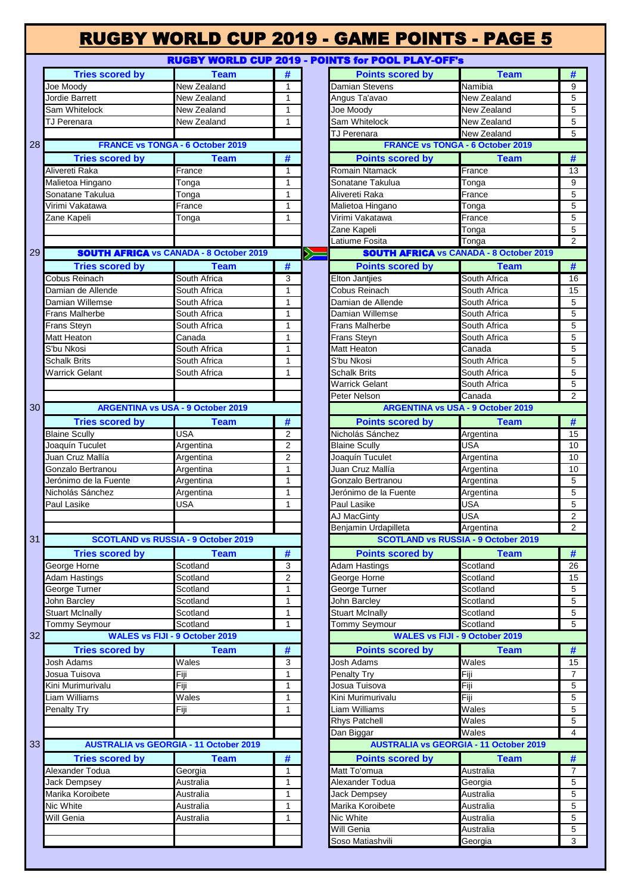# RUGBY WORLD CUP 2019 - GAME POINTS - PAGE 5

## RUGBY WORLD CUP 2019 - POINTS for POOL PLAY-OFF's

| Tries scored by | Team | # | Points scored by | Team | # |
|---|---|---|---|---|---|
| Joe Moody | New Zealand | 1 | Damian Stevens | Namibia | 9 |
| Jordie Barrett | New Zealand | 1 | Angus Ta'avao | New Zealand | 5 |
| Sam Whitelock | New Zealand | 1 | Joe Moody | New Zealand | 5 |
| TJ Perenara | New Zealand | 1 | Sam Whitelock | New Zealand | 5 |
| | | | TJ Perenara | New Zealand | 5 |

### 28 FRANCE vs TONGA - 6 October 2019

| Tries scored by | Team | # | Points scored by | Team | # |
|---|---|---|---|---|---|
| Alivereti Raka | France | 1 | Romain Ntamack | France | 13 |
| Malietoa Hingano | Tonga | 1 | Sonatane Takulua | Tonga | 9 |
| Sonatane Takulua | Tonga | 1 | Alivereti Raka | France | 5 |
| Virimi Vakatawa | France | 1 | Malietoa Hingano | Tonga | 5 |
| Zane Kapeli | Tonga | 1 | Virimi Vakatawa | France | 5 |
| | | | Zane Kapeli | Tonga | 5 |
| | | | Latiume Fosita | Tonga | 2 |

### 29 SOUTH AFRICA vs CANADA - 8 October 2019

| Tries scored by | Team | # | Points scored by | Team | # |
|---|---|---|---|---|---|
| Cobus Reinach | South Africa | 3 | Elton Jantjies | South Africa | 16 |
| Damian de Allende | South Africa | 1 | Cobus Reinach | South Africa | 15 |
| Damian Willemse | South Africa | 1 | Damian de Allende | South Africa | 5 |
| Frans Malherbe | South Africa | 1 | Damian Willemse | South Africa | 5 |
| Frans Steyn | South Africa | 1 | Frans Malherbe | South Africa | 5 |
| Matt Heaton | Canada | 1 | Frans Steyn | South Africa | 5 |
| S'bu Nkosi | South Africa | 1 | Matt Heaton | Canada | 5 |
| Schalk Brits | South Africa | 1 | S'bu Nkosi | South Africa | 5 |
| Warrick Gelant | South Africa | 1 | Schalk Brits | South Africa | 5 |
| | | | Warrick Gelant | South Africa | 5 |
| | | | Peter Nelson | Canada | 2 |

### 30 ARGENTINA vs USA - 9 October 2019

| Tries scored by | Team | # | Points scored by | Team | # |
|---|---|---|---|---|---|
| Blaine Scully | USA | 2 | Nicholás Sánchez | Argentina | 15 |
| Joaquín Tuculet | Argentina | 2 | Blaine Scully | USA | 10 |
| Juan Cruz Mallía | Argentina | 2 | Joaquín Tuculet | Argentina | 10 |
| Gonzalo Bertranou | Argentina | 1 | Juan Cruz Mallía | Argentina | 10 |
| Jerónimo de la Fuente | Argentina | 1 | Gonzalo Bertranou | Argentina | 5 |
| Nicholás Sánchez | Argentina | 1 | Jerónimo de la Fuente | Argentina | 5 |
| Paul Lasike | USA | 1 | Paul Lasike | USA | 5 |
| | | | AJ MacGinty | USA | 2 |
| | | | Benjamin Urdapilleta | Argentina | 2 |

### 31 SCOTLAND vs RUSSIA - 9 October 2019

| Tries scored by | Team | # | Points scored by | Team | # |
|---|---|---|---|---|---|
| George Horne | Scotland | 3 | Adam Hastings | Scotland | 26 |
| Adam Hastings | Scotland | 2 | George Horne | Scotland | 15 |
| George Turner | Scotland | 1 | George Turner | Scotland | 5 |
| John Barcley | Scotland | 1 | John Barcley | Scotland | 5 |
| Stuart McInally | Scotland | 1 | Stuart McInally | Scotland | 5 |
| Tommy Seymour | Scotland | 1 | Tommy Seymour | Scotland | 5 |

### 32 WALES vs FIJI - 9 October 2019

| Tries scored by | Team | # | Points scored by | Team | # |
|---|---|---|---|---|---|
| Josh Adams | Wales | 3 | Josh Adams | Wales | 15 |
| Josua Tuisova | Fiji | 1 | Penalty Try | Fiji | 7 |
| Kini Murimurivalu | Fiji | 1 | Josua Tuisova | Fiji | 5 |
| Liam Williams | Wales | 1 | Kini Murimurivalu | Fiji | 5 |
| Penalty Try | Fiji | 1 | Liam Williams | Wales | 5 |
| | | | Rhys Patchell | Wales | 5 |
| | | | Dan Biggar | Wales | 4 |

### 33 AUSTRALIA vs GEORGIA - 11 October 2019

| Tries scored by | Team | # | Points scored by | Team | # |
|---|---|---|---|---|---|
| Alexander Todua | Georgia | 1 | Matt To'omua | Australia | 7 |
| Jack Dempsey | Australia | 1 | Alexander Todua | Georgia | 5 |
| Marika Koroibete | Australia | 1 | Jack Dempsey | Australia | 5 |
| Nic White | Australia | 1 | Marika Koroibete | Australia | 5 |
| Will Genia | Australia | 1 | Nic White | Australia | 5 |
| | | | Will Genia | Australia | 5 |
| | | | Soso Matiashvili | Georgia | 3 |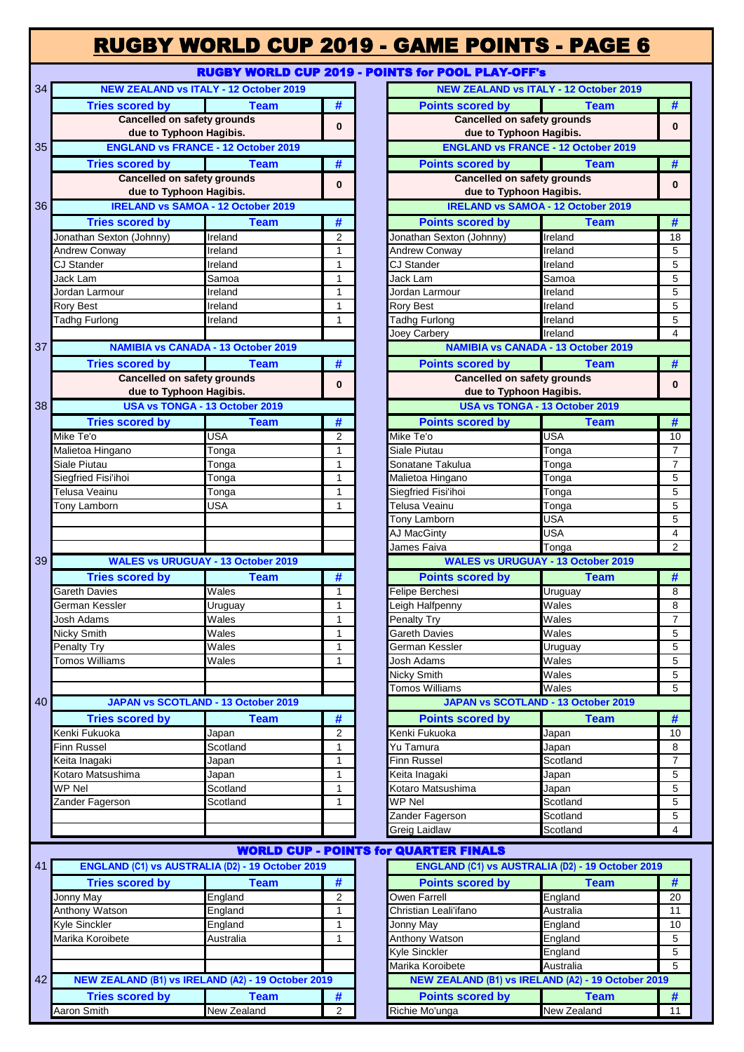# RUGBY WORLD CUP 2019 - GAME POINTS - PAGE 6

## RUGBY WORLD CUP 2019 - POINTS for POOL PLAY-OFF's

### 34 — NEW ZEALAND vs ITALY - 12 October 2019

| Tries scored by | Team | # |
|---|---|---|
| Cancelled on safety grounds due to Typhoon Hagibis. | | 0 |

| Points scored by | Team | # |
|---|---|---|
| Cancelled on safety grounds due to Typhoon Hagibis. | | 0 |

### 35 — ENGLAND vs FRANCE - 12 October 2019

| Tries scored by | Team | # |
|---|---|---|
| Cancelled on safety grounds due to Typhoon Hagibis. | | 0 |

| Points scored by | Team | # |
|---|---|---|
| Cancelled on safety grounds due to Typhoon Hagibis. | | 0 |

### 36 — IRELAND vs SAMOA - 12 October 2019

| Tries scored by | Team | # |
|---|---|---|
| Jonathan Sexton (Johnny) | Ireland | 2 |
| Andrew Conway | Ireland | 1 |
| CJ Stander | Ireland | 1 |
| Jack Lam | Samoa | 1 |
| Jordan Larmour | Ireland | 1 |
| Rory Best | Ireland | 1 |
| Tadhg Furlong | Ireland | 1 |

| Points scored by | Team | # |
|---|---|---|
| Jonathan Sexton (Johnny) | Ireland | 18 |
| Andrew Conway | Ireland | 5 |
| CJ Stander | Ireland | 5 |
| Jack Lam | Samoa | 5 |
| Jordan Larmour | Ireland | 5 |
| Rory Best | Ireland | 5 |
| Tadhg Furlong | Ireland | 5 |
| Joey Carbery | Ireland | 4 |

### 37 — NAMIBIA vs CANADA - 13 October 2019

| Tries scored by | Team | # |
|---|---|---|
| Cancelled on safety grounds due to Typhoon Hagibis. | | 0 |

| Points scored by | Team | # |
|---|---|---|
| Cancelled on safety grounds due to Typhoon Hagibis. | | 0 |

### 38 — USA vs TONGA - 13 October 2019

| Tries scored by | Team | # |
|---|---|---|
| Mike Te'o | USA | 2 |
| Malietoa Hingano | Tonga | 1 |
| Siale Piutau | Tonga | 1 |
| Siegfried Fisi'ihoi | Tonga | 1 |
| Telusa Veainu | Tonga | 1 |
| Tony Lamborn | USA | 1 |

| Points scored by | Team | # |
|---|---|---|
| Mike Te'o | USA | 10 |
| Siale Piutau | Tonga | 7 |
| Sonatane Takulua | Tonga | 7 |
| Malietoa Hingano | Tonga | 5 |
| Siegfried Fisi'ihoi | Tonga | 5 |
| Telusa Veainu | Tonga | 5 |
| Tony Lamborn | USA | 5 |
| AJ MacGinty | USA | 4 |
| James Faiva | Tonga | 2 |

### 39 — WALES vs URUGUAY - 13 October 2019

| Tries scored by | Team | # |
|---|---|---|
| Gareth Davies | Wales | 1 |
| German Kessler | Uruguay | 1 |
| Josh Adams | Wales | 1 |
| Nicky Smith | Wales | 1 |
| Penalty Try | Wales | 1 |
| Tomos Williams | Wales | 1 |

| Points scored by | Team | # |
|---|---|---|
| Felipe Berchesi | Uruguay | 8 |
| Leigh Halfpenny | Wales | 8 |
| Penalty Try | Wales | 7 |
| Gareth Davies | Wales | 5 |
| German Kessler | Uruguay | 5 |
| Josh Adams | Wales | 5 |
| Nicky Smith | Wales | 5 |
| Tomos Williams | Wales | 5 |

### 40 — JAPAN vs SCOTLAND - 13 October 2019

| Tries scored by | Team | # |
|---|---|---|
| Kenki Fukuoka | Japan | 2 |
| Finn Russel | Scotland | 1 |
| Keita Inagaki | Japan | 1 |
| Kotaro Matsushima | Japan | 1 |
| WP Nel | Scotland | 1 |
| Zander Fagerson | Scotland | 1 |

| Points scored by | Team | # |
|---|---|---|
| Kenki Fukuoka | Japan | 10 |
| Yu Tamura | Japan | 8 |
| Finn Russel | Scotland | 7 |
| Keita Inagaki | Japan | 5 |
| Kotaro Matsushima | Japan | 5 |
| WP Nel | Scotland | 5 |
| Zander Fagerson | Scotland | 5 |
| Greig Laidlaw | Scotland | 4 |

## WORLD CUP - POINTS for QUARTER FINALS

### 41 — ENGLAND (C1) vs AUSTRALIA (D2) - 19 October 2019

| Tries scored by | Team | # |
|---|---|---|
| Jonny May | England | 2 |
| Anthony Watson | England | 1 |
| Kyle Sinckler | England | 1 |
| Marika Koroibete | Australia | 1 |

| Points scored by | Team | # |
|---|---|---|
| Owen Farrell | England | 20 |
| Christian Leali'ifano | Australia | 11 |
| Jonny May | England | 10 |
| Anthony Watson | England | 5 |
| Kyle Sinckler | England | 5 |
| Marika Koroibete | Australia | 5 |

### 42 — NEW ZEALAND (B1) vs IRELAND (A2) - 19 October 2019

| Tries scored by | Team | # |
|---|---|---|
| Aaron Smith | New Zealand | 2 |

| Points scored by | Team | # |
|---|---|---|
| Richie Mo'unga | New Zealand | 11 |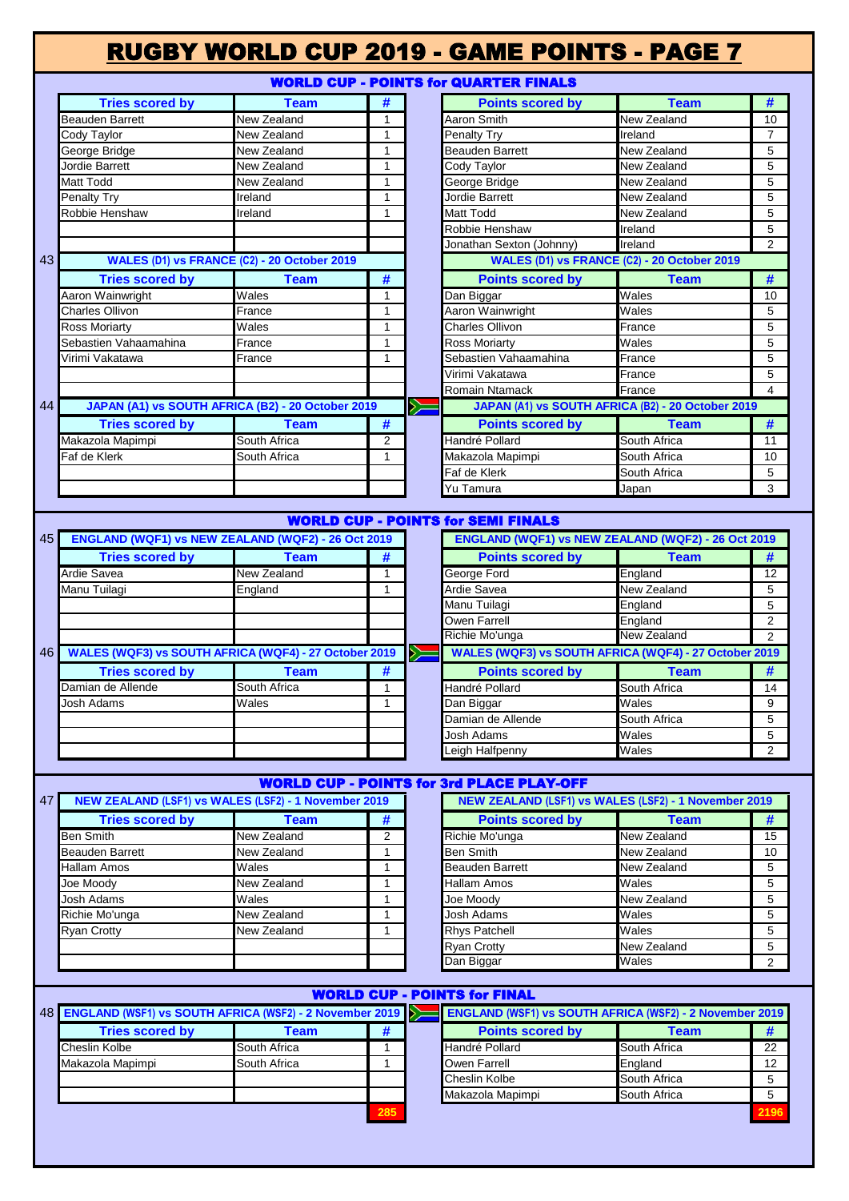# RUGBY WORLD CUP 2019 - GAME POINTS - PAGE 7

## WORLD CUP - POINTS for QUARTER FINALS

| Tries scored by | Team | # |
|---|---|---|
| Beauden Barrett | New Zealand | 1 |
| Cody Taylor | New Zealand | 1 |
| George Bridge | New Zealand | 1 |
| Jordie Barrett | New Zealand | 1 |
| Matt Todd | New Zealand | 1 |
| Penalty Try | Ireland | 1 |
| Robbie Henshaw | Ireland | 1 |

| Points scored by | Team | # |
|---|---|---|
| Aaron Smith | New Zealand | 10 |
| Penalty Try | Ireland | 7 |
| Beauden Barrett | New Zealand | 5 |
| Cody Taylor | New Zealand | 5 |
| George Bridge | New Zealand | 5 |
| Jordie Barrett | New Zealand | 5 |
| Matt Todd | New Zealand | 5 |
| Robbie Henshaw | Ireland | 5 |
| Jonathan Sexton (Johnny) | Ireland | 2 |

### 43 WALES (D1) vs FRANCE (C2) - 20 October 2019

| Tries scored by | Team | # |
|---|---|---|
| Aaron Wainwright | Wales | 1 |
| Charles Ollivon | France | 1 |
| Ross Moriarty | Wales | 1 |
| Sebastien Vahaamahina | France | 1 |
| Virimi Vakatawa | France | 1 |

| Points scored by | Team | # |
|---|---|---|
| Dan Biggar | Wales | 10 |
| Aaron Wainwright | Wales | 5 |
| Charles Ollivon | France | 5 |
| Ross Moriarty | Wales | 5 |
| Sebastien Vahaamahina | France | 5 |
| Virimi Vakatawa | France | 5 |
| Romain Ntamack | France | 4 |

### 44 JAPAN (A1) vs SOUTH AFRICA (B2) - 20 October 2019

| Tries scored by | Team | # |
|---|---|---|
| Makazola Mapimpi | South Africa | 2 |
| Faf de Klerk | South Africa | 1 |

| Points scored by | Team | # |
|---|---|---|
| Handré Pollard | South Africa | 11 |
| Makazola Mapimpi | South Africa | 10 |
| Faf de Klerk | South Africa | 5 |
| Yu Tamura | Japan | 3 |

## WORLD CUP - POINTS for SEMI FINALS

### 45 ENGLAND (WQF1) vs NEW ZEALAND (WQF2) - 26 Oct 2019

| Tries scored by | Team | # |
|---|---|---|
| Ardie Savea | New Zealand | 1 |
| Manu Tuilagi | England | 1 |

| Points scored by | Team | # |
|---|---|---|
| George Ford | England | 12 |
| Ardie Savea | New Zealand | 5 |
| Manu Tuilagi | England | 5 |
| Owen Farrell | England | 2 |
| Richie Mo'unga | New Zealand | 2 |

### 46 WALES (WQF3) vs SOUTH AFRICA (WQF4) - 27 October 2019

| Tries scored by | Team | # |
|---|---|---|
| Damian de Allende | South Africa | 1 |
| Josh Adams | Wales | 1 |

| Points scored by | Team | # |
|---|---|---|
| Handré Pollard | South Africa | 14 |
| Dan Biggar | Wales | 9 |
| Damian de Allende | South Africa | 5 |
| Josh Adams | Wales | 5 |
| Leigh Halfpenny | Wales | 2 |

## WORLD CUP - POINTS for 3rd PLACE PLAY-OFF

### 47 NEW ZEALAND (LSF1) vs WALES (LSF2) - 1 November 2019

| Tries scored by | Team | # |
|---|---|---|
| Ben Smith | New Zealand | 2 |
| Beauden Barrett | New Zealand | 1 |
| Hallam Amos | Wales | 1 |
| Joe Moody | New Zealand | 1 |
| Josh Adams | Wales | 1 |
| Richie Mo'unga | New Zealand | 1 |
| Ryan Crotty | New Zealand | 1 |

| Points scored by | Team | # |
|---|---|---|
| Richie Mo'unga | New Zealand | 15 |
| Ben Smith | New Zealand | 10 |
| Beauden Barrett | New Zealand | 5 |
| Hallam Amos | Wales | 5 |
| Joe Moody | New Zealand | 5 |
| Josh Adams | Wales | 5 |
| Rhys Patchell | Wales | 5 |
| Ryan Crotty | New Zealand | 5 |
| Dan Biggar | Wales | 2 |

## WORLD CUP - POINTS for FINAL

### 48 ENGLAND (WSF1) vs SOUTH AFRICA (WSF2) - 2 November 2019

| Tries scored by | Team | # |
|---|---|---|
| Cheslin Kolbe | South Africa | 1 |
| Makazola Mapimpi | South Africa | 1 |
| | | 285 |

| Points scored by | Team | # |
|---|---|---|
| Handré Pollard | South Africa | 22 |
| Owen Farrell | England | 12 |
| Cheslin Kolbe | South Africa | 5 |
| Makazola Mapimpi | South Africa | 5 |
| | | 2196 |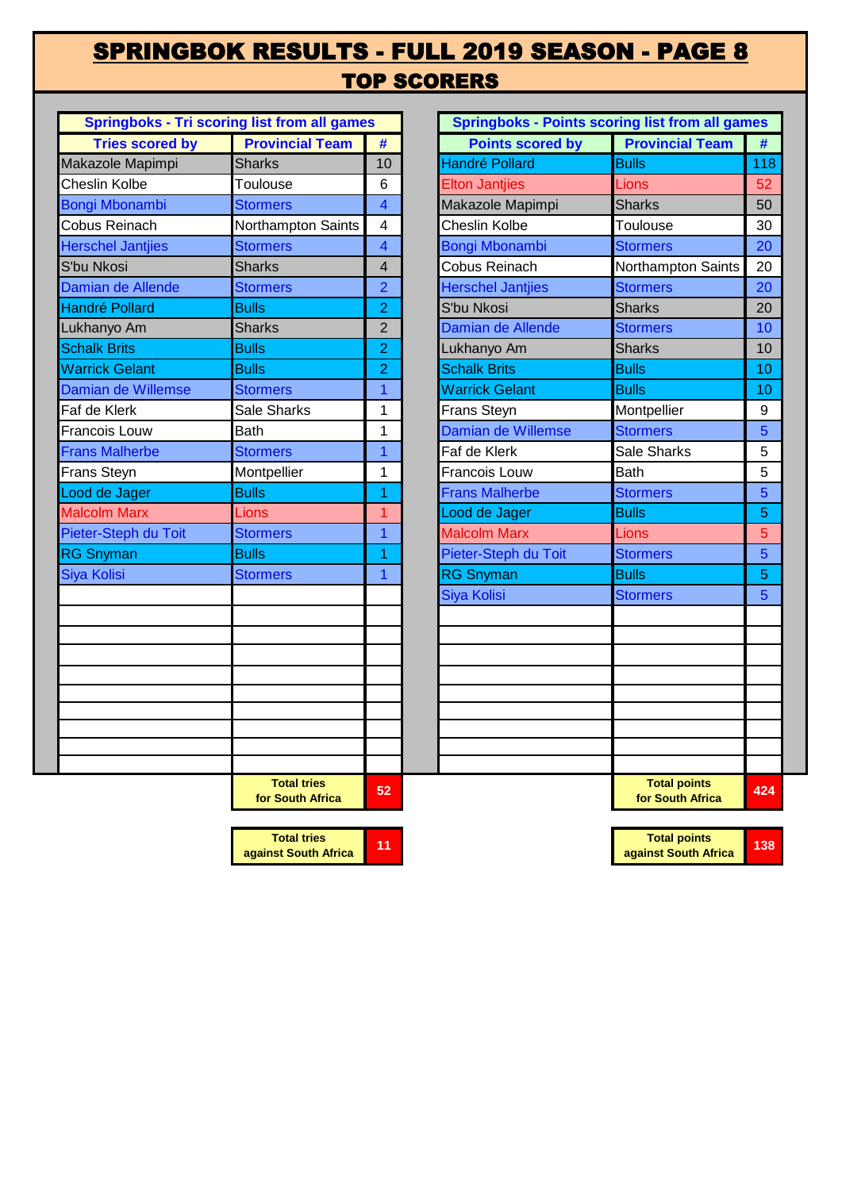# SPRINGBOK RESULTS - FULL 2019 SEASON - PAGE 8

## TOP SCORERS

| Springboks - Tri scoring list from all games | | |
|---|---|---|
| **Tries scored by** | **Provincial Team** | **#** |
| Makazole Mapimpi | Sharks | 10 |
| Cheslin Kolbe | Toulouse | 6 |
| Bongi Mbonambi | Stormers | 4 |
| Cobus Reinach | Northampton Saints | 4 |
| Herschel Jantjies | Stormers | 4 |
| S'bu Nkosi | Sharks | 4 |
| Damian de Allende | Stormers | 2 |
| Handré Pollard | Bulls | 2 |
| Lukhanyo Am | Sharks | 2 |
| Schalk Brits | Bulls | 2 |
| Warrick Gelant | Bulls | 2 |
| Damian de Willemse | Stormers | 1 |
| Faf de Klerk | Sale Sharks | 1 |
| Francois Louw | Bath | 1 |
| Frans Malherbe | Stormers | 1 |
| Frans Steyn | Montpellier | 1 |
| Lood de Jager | Bulls | 1 |
| Malcolm Marx | Lions | 1 |
| Pieter-Steph du Toit | Stormers | 1 |
| RG Snyman | Bulls | 1 |
| Siya Kolisi | Stormers | 1 |
| | **Total tries for South Africa** | **52** |
| | **Total tries against South Africa** | **11** |

| Springboks - Points scoring list from all games | | |
|---|---|---|
| **Points scored by** | **Provincial Team** | **#** |
| Handré Pollard | Bulls | 118 |
| Elton Jantjies | Lions | 52 |
| Makazole Mapimpi | Sharks | 50 |
| Cheslin Kolbe | Toulouse | 30 |
| Bongi Mbonambi | Stormers | 20 |
| Cobus Reinach | Northampton Saints | 20 |
| Herschel Jantjies | Stormers | 20 |
| S'bu Nkosi | Sharks | 20 |
| Damian de Allende | Stormers | 10 |
| Lukhanyo Am | Sharks | 10 |
| Schalk Brits | Bulls | 10 |
| Warrick Gelant | Bulls | 10 |
| Frans Steyn | Montpellier | 9 |
| Damian de Willemse | Stormers | 5 |
| Faf de Klerk | Sale Sharks | 5 |
| Francois Louw | Bath | 5 |
| Frans Malherbe | Stormers | 5 |
| Lood de Jager | Bulls | 5 |
| Malcolm Marx | Lions | 5 |
| Pieter-Steph du Toit | Stormers | 5 |
| RG Snyman | Bulls | 5 |
| Siya Kolisi | Stormers | 5 |
| | **Total points for South Africa** | **424** |
| | **Total points against South Africa** | **138** |